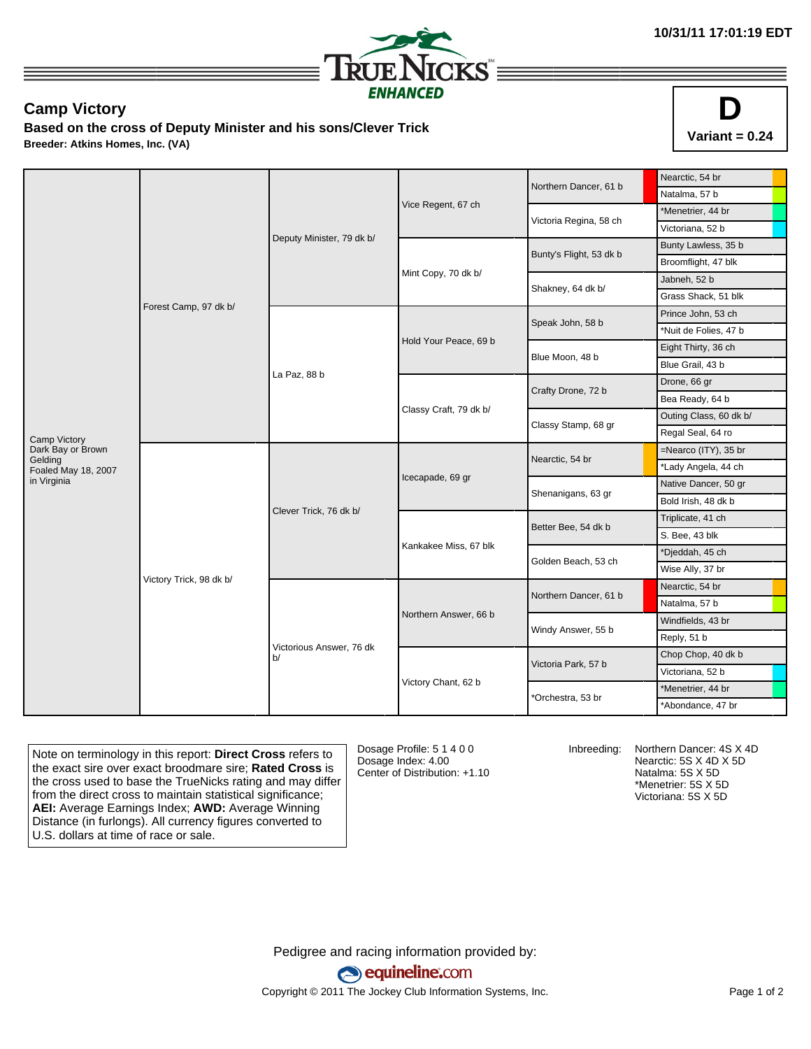10/31/11 17:01:19 EDT

TRUE NICKS ENHANCED

## Camp Victory

**Based on the cross of Deputy Minister and his sons/Clever Trick**

**Breeder: Atkins Homes, Inc. (VA)**

**D**
**Variant = 0.24**

| | | | | | |
|---|---|---|---|---|---|
| Camp Victory Dark Bay or Brown Gelding Foaled May 18, 2007 in Virginia | Forest Camp, 97 dk b/ | Deputy Minister, 79 dk b/ | Vice Regent, 67 ch | Northern Dancer, 61 b | Nearctic, 54 br |
| | | | | | Natalma, 57 b |
| | | | | Victoria Regina, 58 ch | *Menetrier, 44 br |
| | | | | | Victoriana, 52 b |
| | | | Mint Copy, 70 dk b/ | Bunty's Flight, 53 dk b | Bunty Lawless, 35 b |
| | | | | | Broomflight, 47 blk |
| | | | | Shakney, 64 dk b/ | Jabneh, 52 b |
| | | | | | Grass Shack, 51 blk |
| | | La Paz, 88 b | Hold Your Peace, 69 b | Speak John, 58 b | Prince John, 53 ch |
| | | | | | *Nuit de Folies, 47 b |
| | | | | Blue Moon, 48 b | Eight Thirty, 36 ch |
| | | | | | Blue Grail, 43 b |
| | | | Classy Craft, 79 dk b/ | Crafty Drone, 72 b | Drone, 66 gr |
| | | | | | Bea Ready, 64 b |
| | | | | Classy Stamp, 68 gr | Outing Class, 60 dk b/ |
| | | | | | Regal Seal, 64 ro |
| | Victory Trick, 98 dk b/ | Clever Trick, 76 dk b/ | Icecapade, 69 gr | Nearctic, 54 br | =Nearco (ITY), 35 br |
| | | | | | *Lady Angela, 44 ch |
| | | | | Shenanigans, 63 gr | Native Dancer, 50 gr |
| | | | | | Bold Irish, 48 dk b |
| | | | Kankakee Miss, 67 blk | Better Bee, 54 dk b | Triplicate, 41 ch |
| | | | | | S. Bee, 43 blk |
| | | | | Golden Beach, 53 ch | *Djeddah, 45 ch |
| | | | | | Wise Ally, 37 br |
| | | Victorious Answer, 76 dk b/ | Northern Answer, 66 b | Northern Dancer, 61 b | Nearctic, 54 br |
| | | | | | Natalma, 57 b |
| | | | | Windy Answer, 55 b | Windfields, 43 br |
| | | | | | Reply, 51 b |
| | | | Victory Chant, 62 b | Victoria Park, 57 b | Chop Chop, 40 dk b |
| | | | | | Victoriana, 52 b |
| | | | | *Orchestra, 53 br | *Menetrier, 44 br |
| | | | | | *Abondance, 47 br |

Note on terminology in this report: **Direct Cross** refers to the exact sire over exact broodmare sire; **Rated Cross** is the cross used to base the TrueNicks rating and may differ from the direct cross to maintain statistical significance; **AEI:** Average Earnings Index; **AWD:** Average Winning Distance (in furlongs). All currency figures converted to U.S. dollars at time of race or sale.

Dosage Profile: 5 1 4 0 0
Dosage Index: 4.00
Center of Distribution: +1.10

Inbreeding:
Northern Dancer: 4S X 4D
Nearctic: 5S X 4D X 5D
Natalma: 5S X 5D
*Menetrier: 5S X 5D
Victoriana: 5S X 5D

Pedigree and racing information provided by:
equineline.com
Copyright © 2011 The Jockey Club Information Systems, Inc.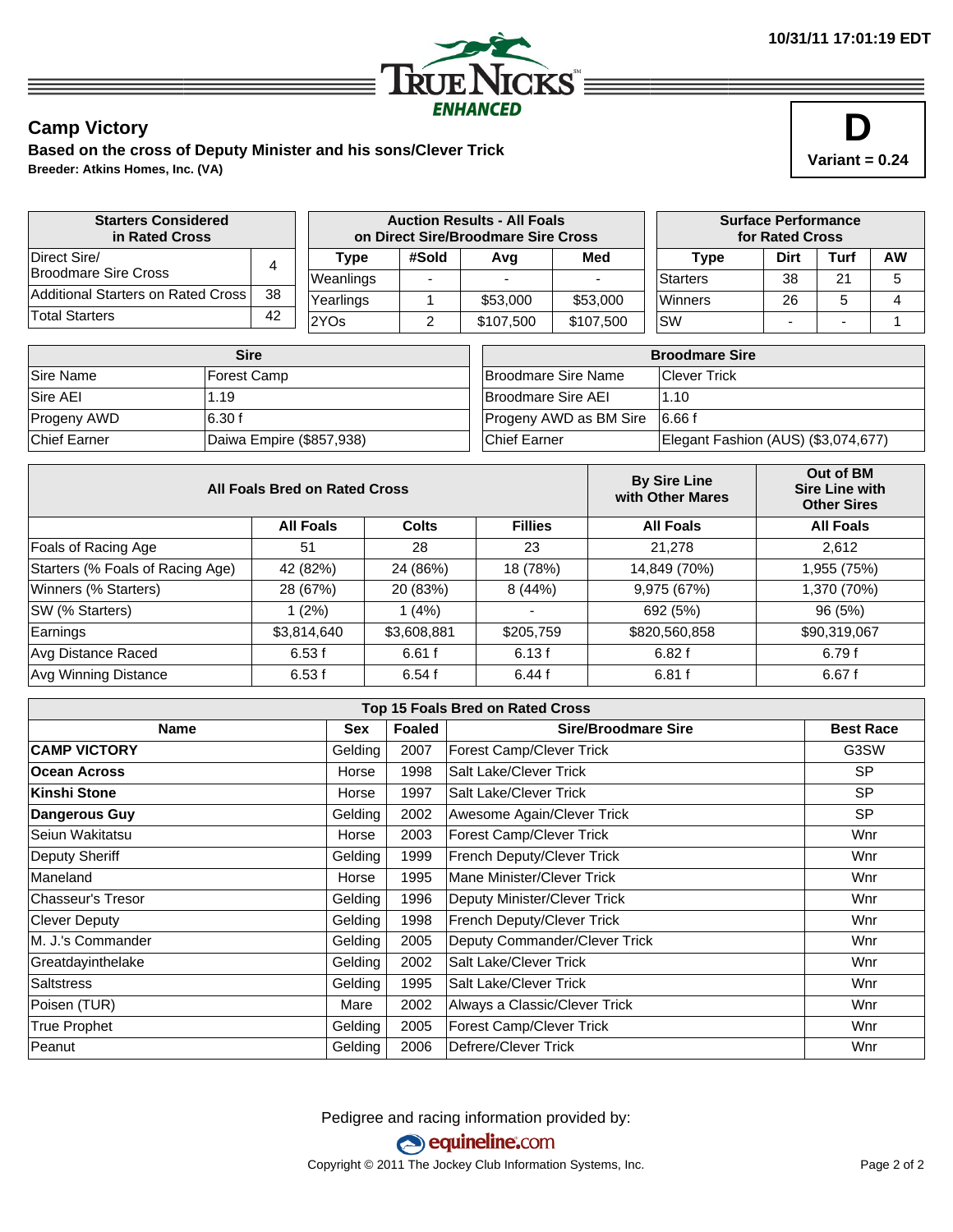10/31/11 17:01:19 EDT

TRUE NICKS ENHANCED

## Camp Victory

**Based on the cross of Deputy Minister and his sons/Clever Trick**

**Breeder: Atkins Homes, Inc. (VA)**

**D**

**Variant = 0.24**

| Starters Considered in Rated Cross | |
|---|---|
| Direct Sire/ Broodmare Sire Cross | 4 |
| Additional Starters on Rated Cross | 38 |
| Total Starters | 42 |

| Auction Results - All Foals on Direct Sire/Broodmare Sire Cross | | | |
|---|---|---|---|
| Type | #Sold | Avg | Med |
| Weanlings | - | - | - |
| Yearlings | 1 | $53,000 | $53,000 |
| 2YOs | 2 | $107,500 | $107,500 |

| Surface Performance for Rated Cross | | | |
|---|---|---|---|
| Type | Dirt | Turf | AW |
| Starters | 38 | 21 | 5 |
| Winners | 26 | 5 | 4 |
| SW | - | - | 1 |

| Sire | |
|---|---|
| Sire Name | Forest Camp |
| Sire AEI | 1.19 |
| Progeny AWD | 6.30 f |
| Chief Earner | Daiwa Empire ($857,938) |

| Broodmare Sire | |
|---|---|
| Broodmare Sire Name | Clever Trick |
| Broodmare Sire AEI | 1.10 |
| Progeny AWD as BM Sire | 6.66 f |
| Chief Earner | Elegant Fashion (AUS) ($3,074,677) |

| | All Foals Bred on Rated Cross | | | By Sire Line with Other Mares | Out of BM Sire Line with Other Sires |
|---|---|---|---|---|---|
| | All Foals | Colts | Fillies | All Foals | All Foals |
| Foals of Racing Age | 51 | 28 | 23 | 21,278 | 2,612 |
| Starters (% Foals of Racing Age) | 42 (82%) | 24 (86%) | 18 (78%) | 14,849 (70%) | 1,955 (75%) |
| Winners (% Starters) | 28 (67%) | 20 (83%) | 8 (44%) | 9,975 (67%) | 1,370 (70%) |
| SW (% Starters) | 1 (2%) | 1 (4%) | - | 692 (5%) | 96 (5%) |
| Earnings | $3,814,640 | $3,608,881 | $205,759 | $820,560,858 | $90,319,067 |
| Avg Distance Raced | 6.53 f | 6.61 f | 6.13 f | 6.82 f | 6.79 f |
| Avg Winning Distance | 6.53 f | 6.54 f | 6.44 f | 6.81 f | 6.67 f |

| Top 15 Foals Bred on Rated Cross | | | | |
|---|---|---|---|---|
| Name | Sex | Foaled | Sire/Broodmare Sire | Best Race |
| **CAMP VICTORY** | Gelding | 2007 | Forest Camp/Clever Trick | G3SW |
| **Ocean Across** | Horse | 1998 | Salt Lake/Clever Trick | SP |
| **Kinshi Stone** | Horse | 1997 | Salt Lake/Clever Trick | SP |
| **Dangerous Guy** | Gelding | 2002 | Awesome Again/Clever Trick | SP |
| Seiun Wakitatsu | Horse | 2003 | Forest Camp/Clever Trick | Wnr |
| Deputy Sheriff | Gelding | 1999 | French Deputy/Clever Trick | Wnr |
| Maneland | Horse | 1995 | Mane Minister/Clever Trick | Wnr |
| Chasseur's Tresor | Gelding | 1996 | Deputy Minister/Clever Trick | Wnr |
| Clever Deputy | Gelding | 1998 | French Deputy/Clever Trick | Wnr |
| M. J.'s Commander | Gelding | 2005 | Deputy Commander/Clever Trick | Wnr |
| Greatdayinthelake | Gelding | 2002 | Salt Lake/Clever Trick | Wnr |
| Saltstress | Gelding | 1995 | Salt Lake/Clever Trick | Wnr |
| Poisen (TUR) | Mare | 2002 | Always a Classic/Clever Trick | Wnr |
| True Prophet | Gelding | 2005 | Forest Camp/Clever Trick | Wnr |
| Peanut | Gelding | 2006 | Defrere/Clever Trick | Wnr |

Pedigree and racing information provided by:

equineline.com

Copyright © 2011 The Jockey Club Information Systems, Inc.